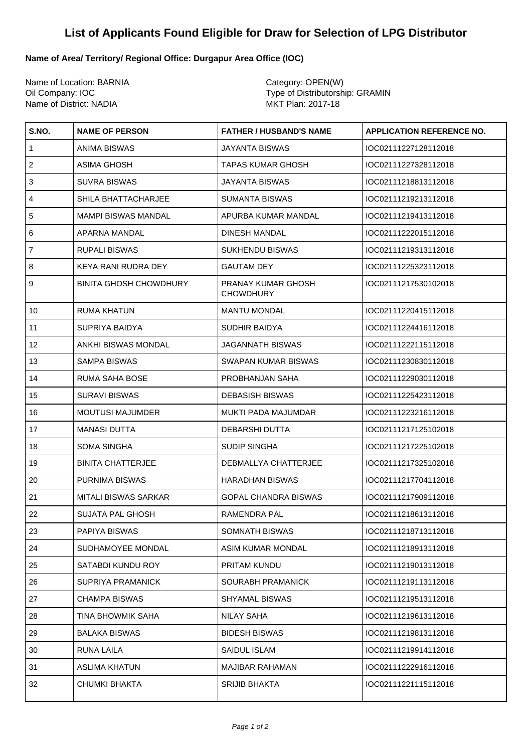# List of Applicants Found Eligible for Draw for Selection of LPG Distributor

**Name of Area/ Territory/ Regional Office: Durgapur Area Office (IOC)**

Name of Location: BARNIA
Oil Company: IOC
Name of District: NADIA

Category: OPEN(W)
Type of Distributorship: GRAMIN
MKT Plan: 2017-18

| S.NO. | NAME OF PERSON | FATHER / HUSBAND'S NAME | APPLICATION REFERENCE NO. |
|---|---|---|---|
| 1 | ANIMA BISWAS | JAYANTA BISWAS | IOC02111227128112018 |
| 2 | ASIMA GHOSH | TAPAS KUMAR GHOSH | IOC02111227328112018 |
| 3 | SUVRA BISWAS | JAYANTA BISWAS | IOC02111218813112018 |
| 4 | SHILA BHATTACHARJEE | SUMANTA BISWAS | IOC02111219213112018 |
| 5 | MAMPI BISWAS MANDAL | APURBA KUMAR MANDAL | IOC02111219413112018 |
| 6 | APARNA MANDAL | DINESH MANDAL | IOC02111222015112018 |
| 7 | RUPALI BISWAS | SUKHENDU BISWAS | IOC02111219313112018 |
| 8 | KEYA RANI RUDRA DEY | GAUTAM DEY | IOC02111225323112018 |
| 9 | BINITA GHOSH CHOWDHURY | PRANAY KUMAR GHOSH CHOWDHURY | IOC02111217530102018 |
| 10 | RUMA KHATUN | MANTU MONDAL | IOC02111220415112018 |
| 11 | SUPRIYA BAIDYA | SUDHIR BAIDYA | IOC02111224416112018 |
| 12 | ANKHI BISWAS MONDAL | JAGANNATH BISWAS | IOC02111222115112018 |
| 13 | SAMPA BISWAS | SWAPAN KUMAR BISWAS | IOC02111230830112018 |
| 14 | RUMA SAHA BOSE | PROBHANJAN SAHA | IOC02111229030112018 |
| 15 | SURAVI BISWAS | DEBASISH BISWAS | IOC02111225423112018 |
| 16 | MOUTUSI MAJUMDER | MUKTI PADA MAJUMDAR | IOC02111223216112018 |
| 17 | MANASI DUTTA | DEBARSHI DUTTA | IOC02111217125102018 |
| 18 | SOMA SINGHA | SUDIP SINGHA | IOC02111217225102018 |
| 19 | BINITA CHATTERJEE | DEBMALLYA CHATTERJEE | IOC02111217325102018 |
| 20 | PURNIMA BISWAS | HARADHAN BISWAS | IOC02111217704112018 |
| 21 | MITALI BISWAS SARKAR | GOPAL CHANDRA BISWAS | IOC02111217909112018 |
| 22 | SUJATA PAL GHOSH | RAMENDRA PAL | IOC02111218613112018 |
| 23 | PAPIYA BISWAS | SOMNATH BISWAS | IOC02111218713112018 |
| 24 | SUDHAMOYEE MONDAL | ASIM KUMAR MONDAL | IOC02111218913112018 |
| 25 | SATABDI KUNDU ROY | PRITAM KUNDU | IOC02111219013112018 |
| 26 | SUPRIYA PRAMANICK | SOURABH PRAMANICK | IOC02111219113112018 |
| 27 | CHAMPA BISWAS | SHYAMAL BISWAS | IOC02111219513112018 |
| 28 | TINA BHOWMIK SAHA | NILAY SAHA | IOC02111219613112018 |
| 29 | BALAKA BISWAS | BIDESH BISWAS | IOC02111219813112018 |
| 30 | RUNA LAILA | SAIDUL ISLAM | IOC02111219914112018 |
| 31 | ASLIMA KHATUN | MAJIBAR RAHAMAN | IOC02111222916112018 |
| 32 | CHUMKI BHAKTA | SRIJIB BHAKTA | IOC02111221115112018 |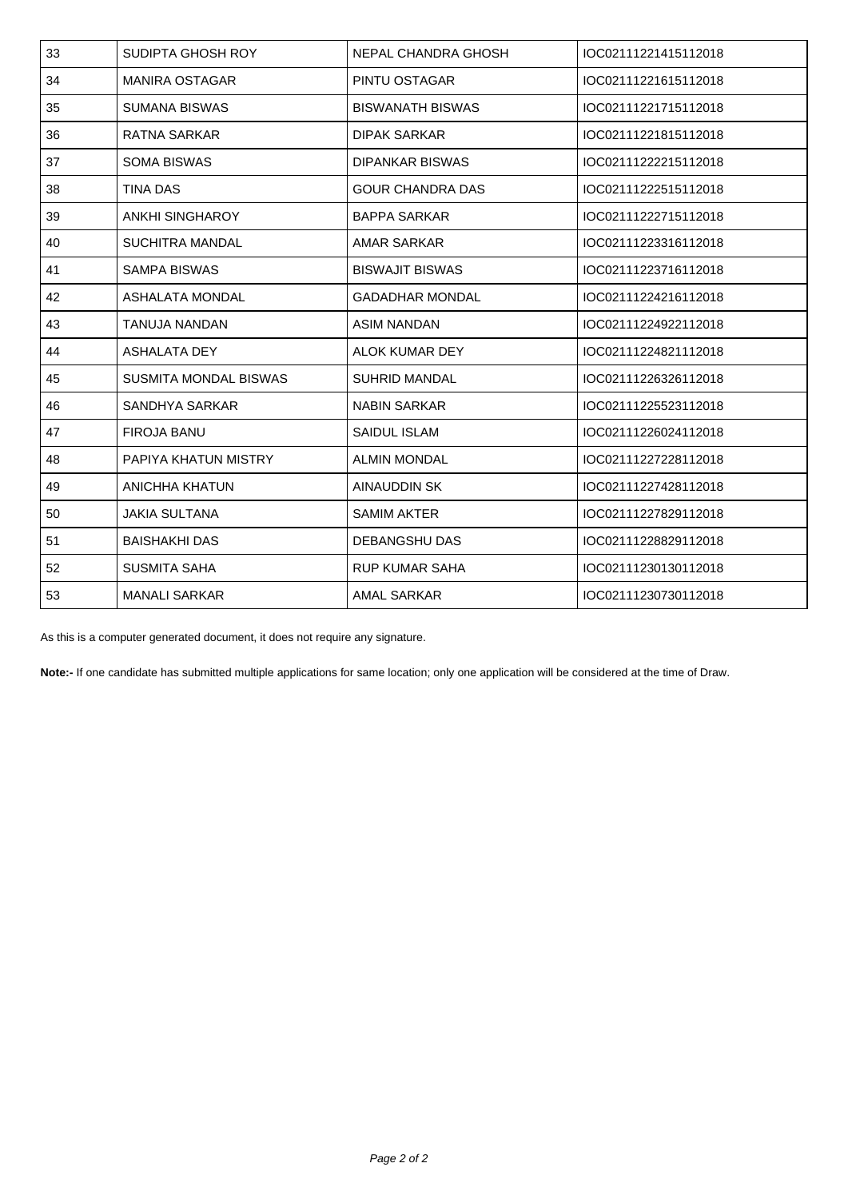| | | | |
|---|---|---|---|
| 33 | SUDIPTA GHOSH ROY | NEPAL CHANDRA GHOSH | IOC02111221415112018 |
| 34 | MANIRA OSTAGAR | PINTU OSTAGAR | IOC02111221615112018 |
| 35 | SUMANA BISWAS | BISWANATH BISWAS | IOC02111221715112018 |
| 36 | RATNA SARKAR | DIPAK SARKAR | IOC02111221815112018 |
| 37 | SOMA BISWAS | DIPANKAR BISWAS | IOC02111222215112018 |
| 38 | TINA DAS | GOUR CHANDRA DAS | IOC02111222515112018 |
| 39 | ANKHI SINGHAROY | BAPPA SARKAR | IOC02111222715112018 |
| 40 | SUCHITRA MANDAL | AMAR SARKAR | IOC02111223316112018 |
| 41 | SAMPA BISWAS | BISWAJIT BISWAS | IOC02111223716112018 |
| 42 | ASHALATA MONDAL | GADADHAR MONDAL | IOC02111224216112018 |
| 43 | TANUJA NANDAN | ASIM NANDAN | IOC02111224922112018 |
| 44 | ASHALATA DEY | ALOK KUMAR DEY | IOC02111224821112018 |
| 45 | SUSMITA MONDAL BISWAS | SUHRID MANDAL | IOC02111226326112018 |
| 46 | SANDHYA SARKAR | NABIN SARKAR | IOC02111225523112018 |
| 47 | FIROJA BANU | SAIDUL ISLAM | IOC02111226024112018 |
| 48 | PAPIYA KHATUN MISTRY | ALMIN MONDAL | IOC02111227228112018 |
| 49 | ANICHHA KHATUN | AINAUDDIN SK | IOC02111227428112018 |
| 50 | JAKIA SULTANA | SAMIM AKTER | IOC02111227829112018 |
| 51 | BAISHAKHI DAS | DEBANGSHU DAS | IOC02111228829112018 |
| 52 | SUSMITA SAHA | RUP KUMAR SAHA | IOC02111230130112018 |
| 53 | MANALI SARKAR | AMAL SARKAR | IOC02111230730112018 |

As this is a computer generated document, it does not require any signature.

**Note:-** If one candidate has submitted multiple applications for same location; only one application will be considered at the time of Draw.